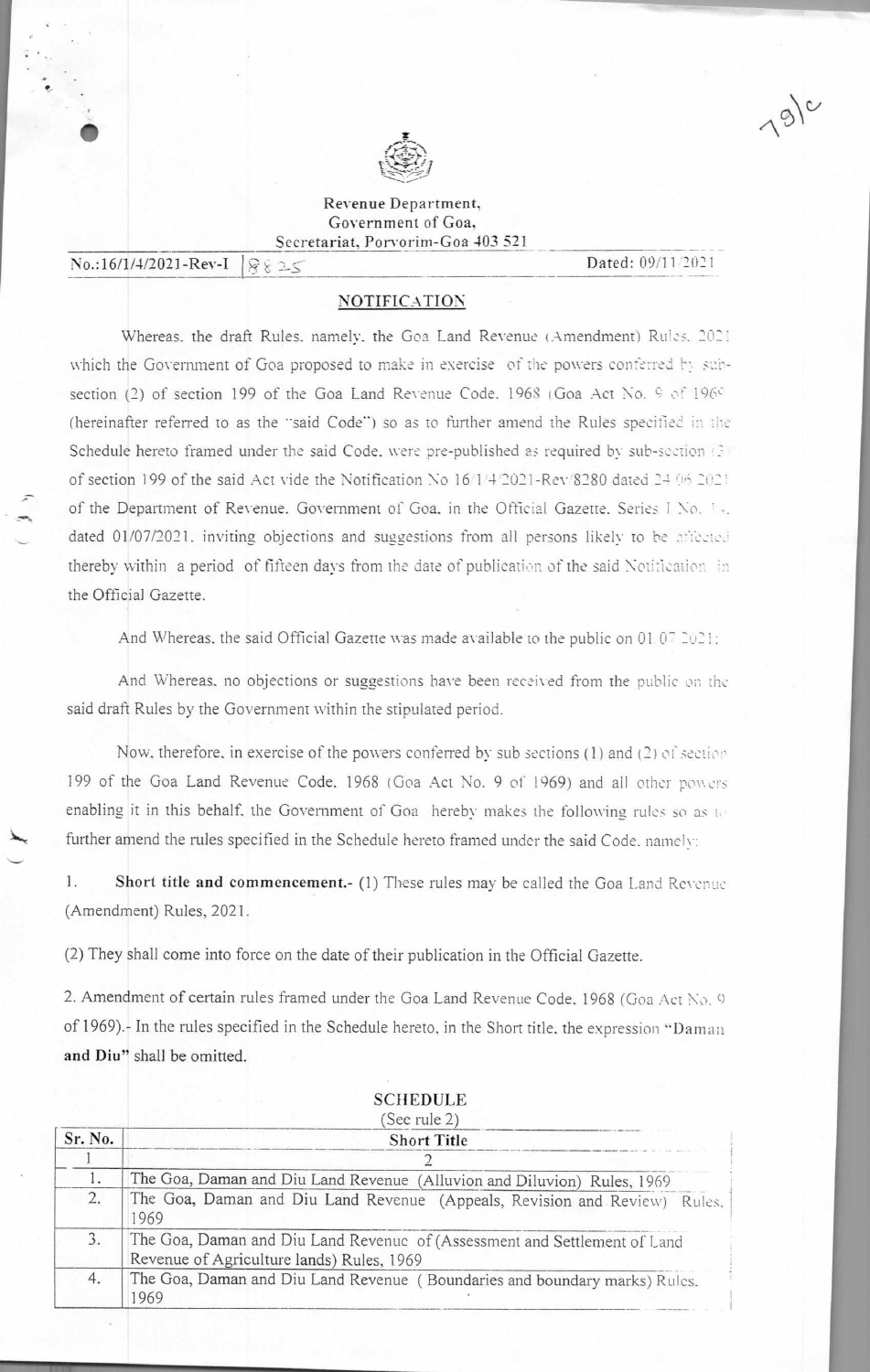Revenue Department,
Government of Goa,
Secretariat, Porvorim-Goa 403 521

No.:16/1/4/2021-Rev-I 8825 Dated: 09/11/2021

## NOTIFICATION

Whereas, the draft Rules, namely, the Goa Land Revenue (Amendment) Rules, 2021 which the Government of Goa proposed to make in exercise of the powers conferred by sub-section (2) of section 199 of the Goa Land Revenue Code, 1968 (Goa Act No. 9 of 1969) (hereinafter referred to as the "said Code") so as to further amend the Rules specified in the Schedule hereto framed under the said Code, were pre-published as required by sub-section (3) of section 199 of the said Act vide the Notification No 16/1/4/2021-Rev/8280 dated 24/06/2021 of the Department of Revenue, Government of Goa, in the Official Gazette, Series I No. 13, dated 01/07/2021, inviting objections and suggestions from all persons likely to be affected thereby within a period of fifteen days from the date of publication of the said Notification in the Official Gazette.

And Whereas, the said Official Gazette was made available to the public on 01/07/2021;

And Whereas, no objections or suggestions have been received from the public on the said draft Rules by the Government within the stipulated period.

Now, therefore, in exercise of the powers conferred by sub sections (1) and (2) of section 199 of the Goa Land Revenue Code, 1968 (Goa Act No. 9 of 1969) and all other powers enabling it in this behalf, the Government of Goa hereby makes the following rules so as to further amend the rules specified in the Schedule hereto framed under the said Code, namely:

1. **Short title and commencement.-** (1) These rules may be called the Goa Land Revenue (Amendment) Rules, 2021.

(2) They shall come into force on the date of their publication in the Official Gazette.

2. Amendment of certain rules framed under the Goa Land Revenue Code, 1968 (Goa Act No. 9 of 1969).- In the rules specified in the Schedule hereto, in the Short title, the expression "**Daman and Diu**" shall be omitted.

**SCHEDULE**
(See rule 2)

| Sr. No. | Short Title |
|---|---|
| 1 | 2 |
| 1. | The Goa, Daman and Diu Land Revenue (Alluvion and Diluvion) Rules, 1969 |
| 2. | The Goa, Daman and Diu Land Revenue (Appeals, Revision and Review) Rules, 1969 |
| 3. | The Goa, Daman and Diu Land Revenue of (Assessment and Settlement of Land Revenue of Agriculture lands) Rules, 1969 |
| 4. | The Goa, Daman and Diu Land Revenue ( Boundaries and boundary marks) Rules, 1969 |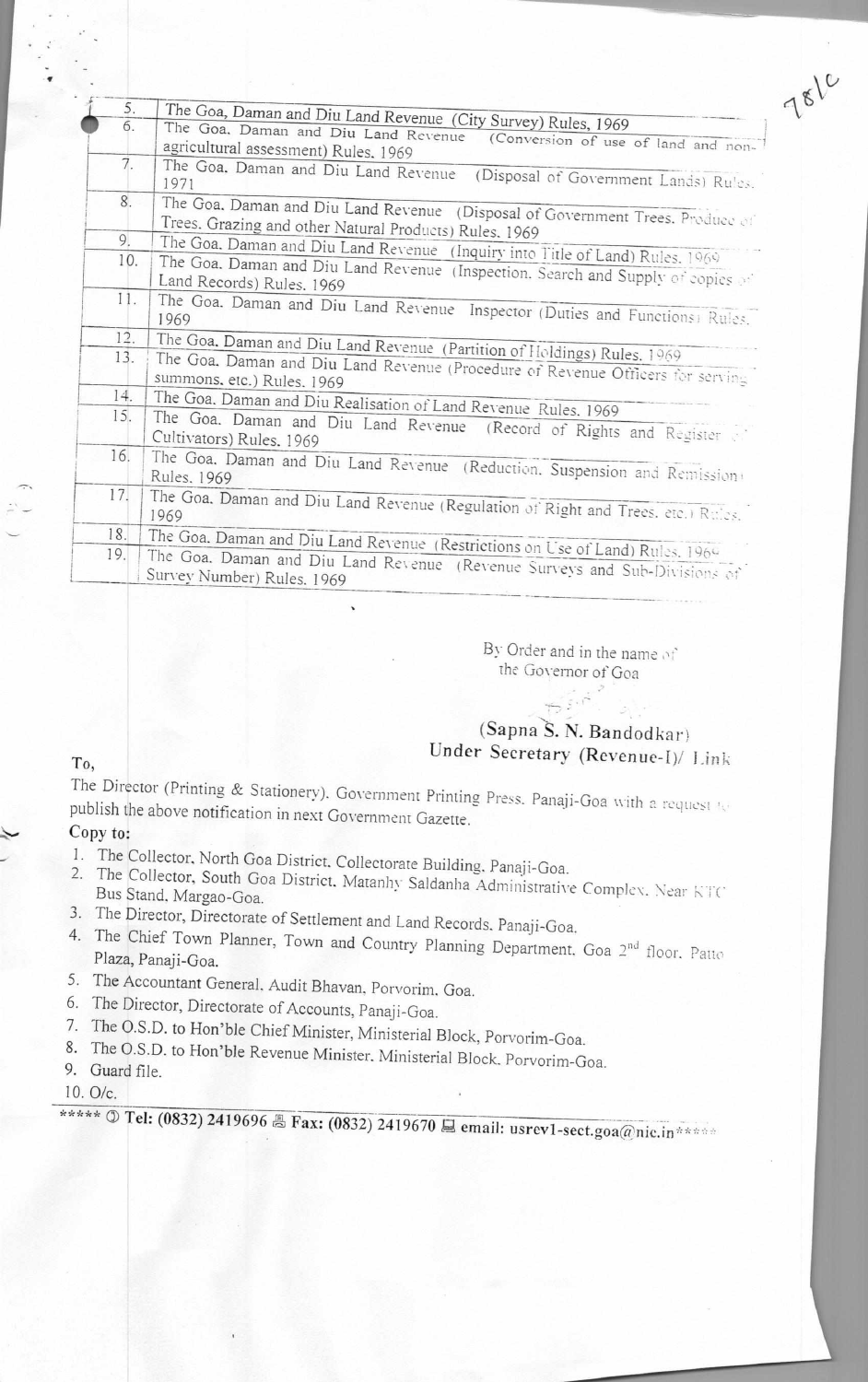| | |
|---|---|
| 5. | The Goa, Daman and Diu Land Revenue (City Survey) Rules, 1969 |
| 6. | The Goa, Daman and Diu Land Revenue (Conversion of use of land and non-agricultural assessment) Rules, 1969 |
| 7. | The Goa, Daman and Diu Land Revenue (Disposal of Government Lands) Rules, 1971 |
| 8. | The Goa, Daman and Diu Land Revenue (Disposal of Government Trees, Produce of Trees, Grazing and other Natural Products) Rules, 1969 |
| 9. | The Goa, Daman and Diu Land Revenue (Inquiry into Title of Land) Rules, 1969 |
| 10. | The Goa, Daman and Diu Land Revenue (Inspection, Search and Supply of copies of Land Records) Rules, 1969 |
| 11. | The Goa, Daman and Diu Land Revenue Inspector (Duties and Functions) Rules, 1969 |
| 12. | The Goa, Daman and Diu Land Revenue (Partition of Holdings) Rules, 1969 |
| 13. | The Goa, Daman and Diu Land Revenue (Procedure of Revenue Officers for serving summons, etc.) Rules, 1969 |
| 14. | The Goa, Daman and Diu Realisation of Land Revenue Rules, 1969 |
| 15. | The Goa, Daman and Diu Land Revenue (Record of Rights and Register of Cultivators) Rules, 1969 |
| 16. | The Goa, Daman and Diu Land Revenue (Reduction, Suspension and Remission) Rules, 1969 |
| 17. | The Goa, Daman and Diu Land Revenue (Regulation of Right and Trees, etc.) Rules, 1969 |
| 18. | The Goa, Daman and Diu Land Revenue (Restrictions on Use of Land) Rules, 1969 |
| 19. | The Goa, Daman and Diu Land Revenue (Revenue Surveys and Sub-Divisions of Survey Number) Rules, 1969 |

By Order and in the name of
the Governor of Goa

**(Sapna S. N. Bandodkar)**
**Under Secretary (Revenue-I)/ Link**

To,

The Director (Printing & Stationery), Government Printing Press, Panaji-Goa with a request to publish the above notification in next Government Gazette.

**Copy to:**

1. The Collector, North Goa District, Collectorate Building, Panaji-Goa.
2. The Collector, South Goa District, Matanhy Saldanha Administrative Complex, Near KTC Bus Stand, Margao-Goa.
3. The Director, Directorate of Settlement and Land Records, Panaji-Goa.
4. The Chief Town Planner, Town and Country Planning Department, Goa 2nd floor, Patto Plaza, Panaji-Goa.
5. The Accountant General, Audit Bhavan, Porvorim, Goa.
6. The Director, Directorate of Accounts, Panaji-Goa.
7. The O.S.D. to Hon'ble Chief Minister, Ministerial Block, Porvorim-Goa.
8. The O.S.D. to Hon'ble Revenue Minister, Ministerial Block, Porvorim-Goa.
9. Guard file.
10. O/c.

***** **Tel: (0832) 2419696 Fax: (0832) 2419670 email: usrev1-sect.goa@nic.in** *****